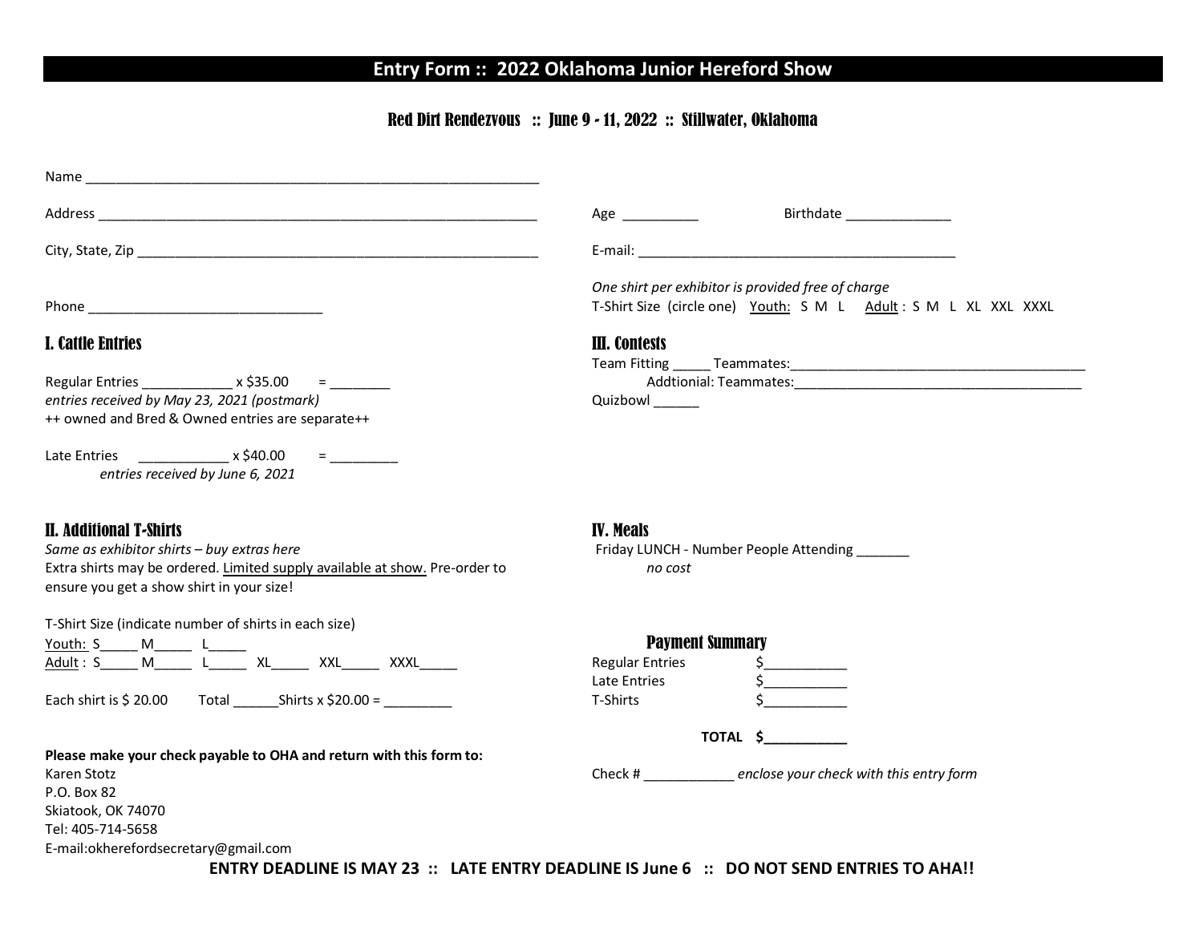# Entry Form :: 2022 Oklahoma Junior Hereford Show

**Red Dirt Rendezvous :: June 9 - 11, 2022 :: Stillwater, Oklahoma**

Name ____________________________________________________________

Address ___________________________________________________________

City, State, Zip ____________________________________________________

Phone _______________________________

Age __________ Birthdate ______________

E-mail: ___________________________________________

*One shirt per exhibitor is provided free of charge*

T-Shirt Size (circle one) Youth: S M L Adult : S M L XL XXL XXXL

## I. Cattle Entries

Regular Entries ____________ x $35.00 = ________

*entries received by May 23, 2021 (postmark)*

++ owned and Bred & Owned entries are separate++

Late Entries ____________ x $40.00 = _________

*entries received by June 6, 2021*

## II. Additional T-Shirts

*Same as exhibitor shirts – buy extras here*

Extra shirts may be ordered. Limited supply available at show. Pre-order to ensure you get a show shirt in your size!

T-Shirt Size (indicate number of shirts in each size)

Youth: S_____ M_____ L_____

Adult : S_____ M_____ L_____ XL_____ XXL_____ XXXL_____

Each shirt is $ 20.00 Total ______Shirts x $20.00 = _________

## III. Contests

Team Fitting _____ Teammates:________________________________________

Addtionial: Teammates:______________________________________

Quizbowl ______

## IV. Meals

Friday LUNCH - Number People Attending _______

*no cost*

## Payment Summary

Regular Entries $___________

Late Entries $___________

T-Shirts $___________

**TOTAL $___________**

Check # ____________ *enclose your check with this entry form*

**Please make your check payable to OHA and return with this form to:**

Karen Stotz
P.O. Box 82
Skiatook, OK 74070
Tel: 405-714-5658
E-mail:okherefordsecretary@gmail.com

**ENTRY DEADLINE IS MAY 23 :: LATE ENTRY DEADLINE IS June 6 :: DO NOT SEND ENTRIES TO AHA!!**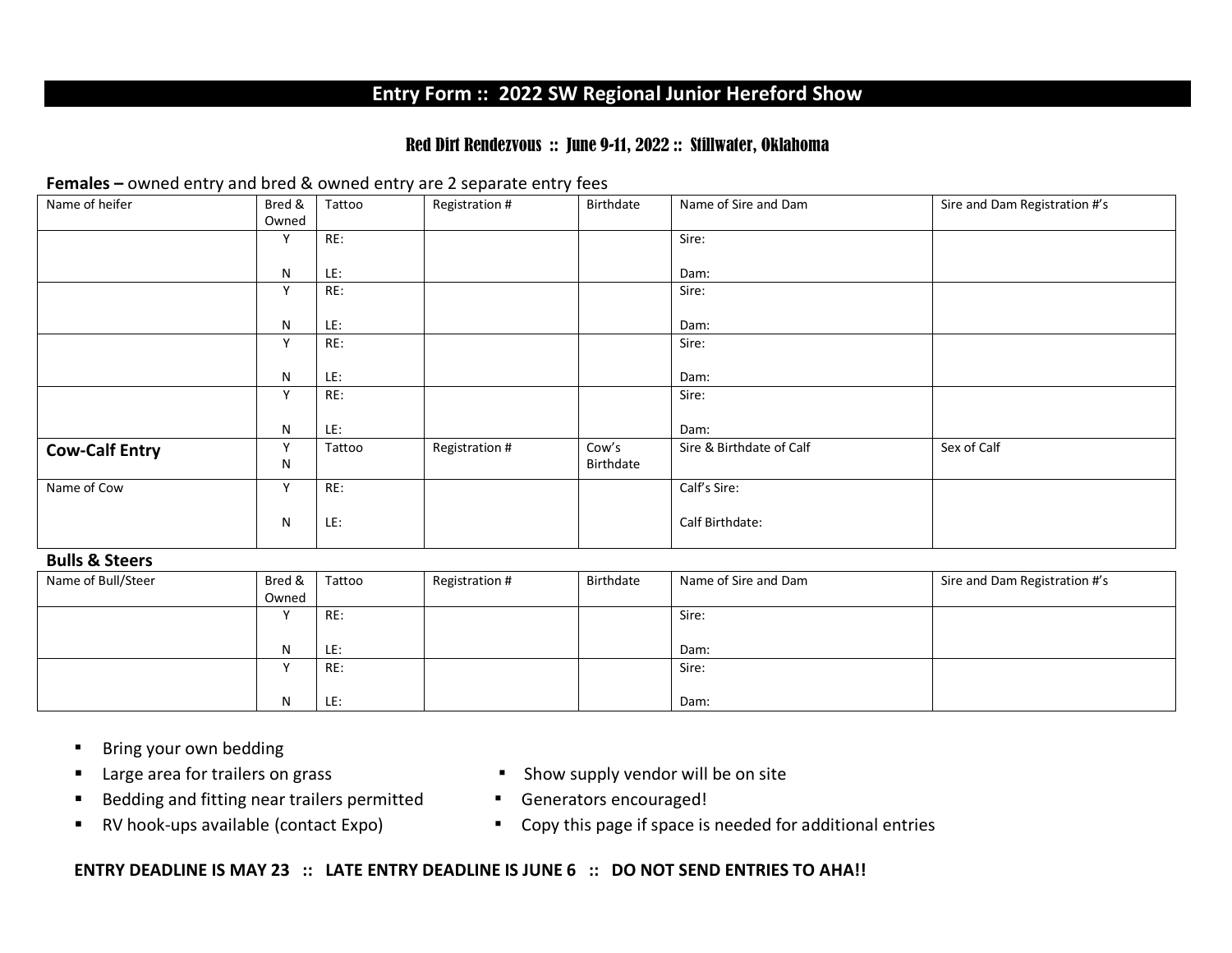# Entry Form :: 2022 SW Regional Junior Hereford Show

### Red Dirt Rendezvous :: June 9-11, 2022 :: Stillwater, Oklahoma

**Females –** owned entry and bred & owned entry are 2 separate entry fees

| Name of heifer | Bred & Owned | Tattoo | Registration # | Birthdate | Name of Sire and Dam | Sire and Dam Registration #'s |
|---|---|---|---|---|---|---|
| | Y<br><br>N | RE:<br><br>LE: | | | Sire:<br><br>Dam: | |
| | Y<br><br>N | RE:<br><br>LE: | | | Sire:<br><br>Dam: | |
| | Y<br><br>N | RE:<br><br>LE: | | | Sire:<br><br>Dam: | |
| | Y<br><br>N | RE:<br><br>LE: | | | Sire:<br><br>Dam: | |
| **Cow-Calf Entry** | Y<br>N | Tattoo | Registration # | Cow's Birthdate | Sire & Birthdate of Calf | Sex of Calf |
| Name of Cow | Y<br><br>N | RE:<br><br>LE: | | | Calf's Sire:<br><br>Calf Birthdate: | |

**Bulls & Steers**

| Name of Bull/Steer | Bred & Owned | Tattoo | Registration # | Birthdate | Name of Sire and Dam | Sire and Dam Registration #'s |
|---|---|---|---|---|---|---|
| | Y<br><br>N | RE:<br><br>LE: | | | Sire:<br><br>Dam: | |
| | Y<br><br>N | RE:<br><br>LE: | | | Sire:<br><br>Dam: | |

- Bring your own bedding
- Large area for trailers on grass
- Bedding and fitting near trailers permitted
- RV hook-ups available (contact Expo)
- Show supply vendor will be on site
- Generators encouraged!
- Copy this page if space is needed for additional entries

**ENTRY DEADLINE IS MAY 23 :: LATE ENTRY DEADLINE IS JUNE 6 :: DO NOT SEND ENTRIES TO AHA!!**